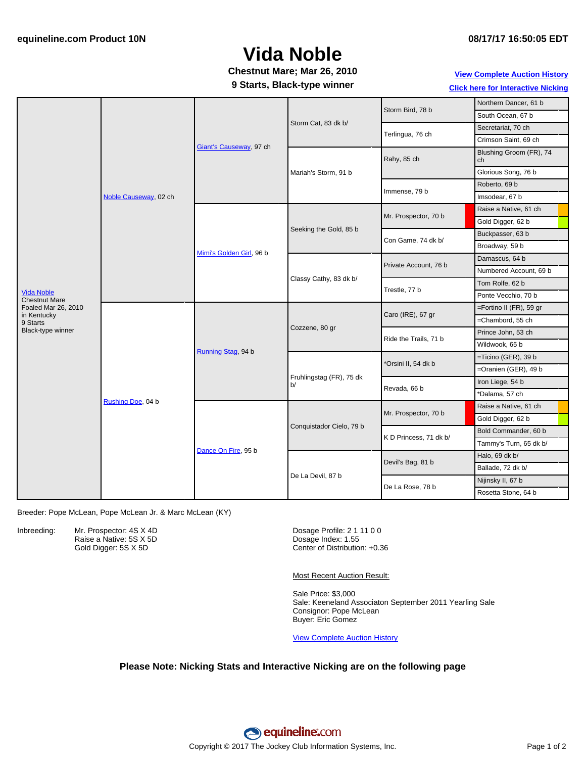equineline.com Product 10N

08/17/17 16:50:05 EDT

# Vida Noble

**Chestnut Mare; Mar 26, 2010**

**9 Starts, Black-type winner**

View Complete Auction History

Click here for Interactive Nicking

| Horse | Sire/Dam | 2nd Gen | 3rd Gen | 4th Gen | 5th Gen |
|---|---|---|---|---|---|
| Vida Noble, Chestnut Mare, Foaled Mar 26, 2010 in Kentucky, 9 Starts, Black-type winner | Noble Causeway, 02 ch | Giant's Causeway, 97 ch | Storm Cat, 83 dk b/ | Storm Bird, 78 b | Northern Dancer, 61 b |
| | | | | | South Ocean, 67 b |
| | | | | Terlingua, 76 ch | Secretariat, 70 ch |
| | | | | | Crimson Saint, 69 ch |
| | | | Mariah's Storm, 91 b | Rahy, 85 ch | Blushing Groom (FR), 74 ch |
| | | | | | Glorious Song, 76 b |
| | | | | Immense, 79 b | Roberto, 69 b |
| | | | | | Imsodear, 67 b |
| | | Mimi's Golden Girl, 96 b | Seeking the Gold, 85 b | Mr. Prospector, 70 b | Raise a Native, 61 ch |
| | | | | | Gold Digger, 62 b |
| | | | | Con Game, 74 dk b/ | Buckpasser, 63 b |
| | | | | | Broadway, 59 b |
| | | | Classy Cathy, 83 dk b/ | Private Account, 76 b | Damascus, 64 b |
| | | | | | Numbered Account, 69 b |
| | | | | Trestle, 77 b | Tom Rolfe, 62 b |
| | | | | | Ponte Vecchio, 70 b |
| | Rushing Doe, 04 b | Running Stag, 94 b | Cozzene, 80 gr | Caro (IRE), 67 gr | =Fortino II (FR), 59 gr |
| | | | | | =Chambord, 55 ch |
| | | | | Ride the Trails, 71 b | Prince John, 53 ch |
| | | | | | Wildwook, 65 b |
| | | | Fruhlingstag (FR), 75 dk b/ | *Orsini II, 54 dk b | =Ticino (GER), 39 b |
| | | | | | =Oranien (GER), 49 b |
| | | | | Revada, 66 b | Iron Liege, 54 b |
| | | | | | *Dalama, 57 ch |
| | | Dance On Fire, 95 b | Conquistador Cielo, 79 b | Mr. Prospector, 70 b | Raise a Native, 61 ch |
| | | | | | Gold Digger, 62 b |
| | | | | K D Princess, 71 dk b/ | Bold Commander, 60 b |
| | | | | | Tammy's Turn, 65 dk b/ |
| | | | De La Devil, 87 b | Devil's Bag, 81 b | Halo, 69 dk b/ |
| | | | | | Ballade, 72 dk b/ |
| | | | | De La Rose, 78 b | Nijinsky II, 67 b |
| | | | | | Rosetta Stone, 64 b |

Breeder: Pope McLean, Pope McLean Jr. & Marc McLean (KY)

Inbreeding:
- Mr. Prospector: 4S X 4D
- Raise a Native: 5S X 5D
- Gold Digger: 5S X 5D

Dosage Profile: 2 1 11 0 0
Dosage Index: 1.55
Center of Distribution: +0.36

Most Recent Auction Result:

Sale Price: $3,000
Sale: Keeneland Associaton September 2011 Yearling Sale
Consignor: Pope McLean
Buyer: Eric Gomez

View Complete Auction History

**Please Note: Nicking Stats and Interactive Nicking are on the following page**

Copyright © 2017 The Jockey Club Information Systems, Inc.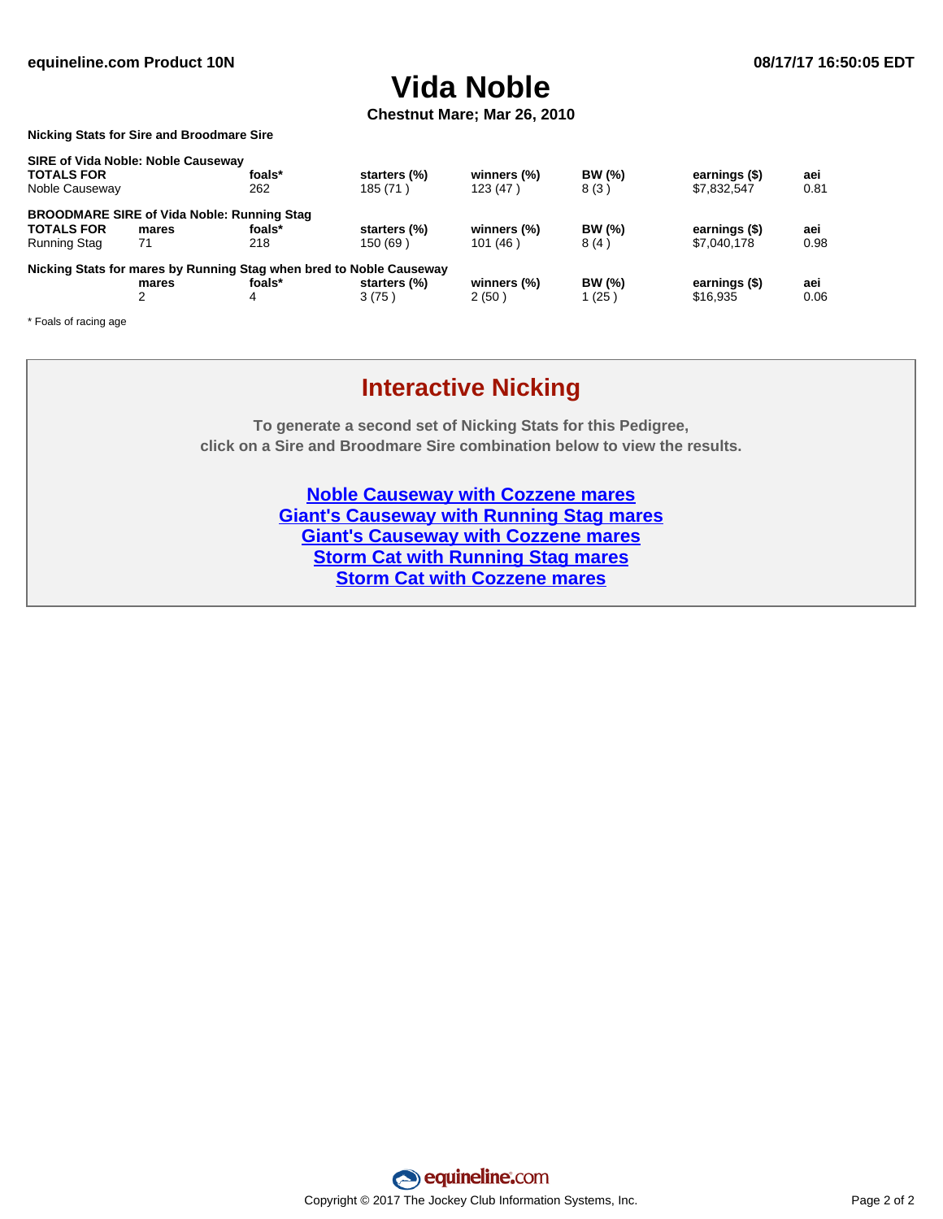# Vida Noble

**Chestnut Mare; Mar 26, 2010**

**Nicking Stats for Sire and Broodmare Sire**

**SIRE of Vida Noble: Noble Causeway**

| TOTALS FOR | | foals* | starters (%) | winners (%) | BW (%) | earnings ($) | aei |
|---|---|---|---|---|---|---|---|
| Noble Causeway | | 262 | 185 (71 ) | 123 (47 ) | 8 (3 ) | $7,832,547 | 0.81 |

**BROODMARE SIRE of Vida Noble: Running Stag**

| TOTALS FOR | mares | foals* | starters (%) | winners (%) | BW (%) | earnings ($) | aei |
|---|---|---|---|---|---|---|---|
| Running Stag | 71 | 218 | 150 (69 ) | 101 (46 ) | 8 (4 ) | $7,040,178 | 0.98 |

**Nicking Stats for mares by Running Stag when bred to Noble Causeway**

| | mares | foals* | starters (%) | winners (%) | BW (%) | earnings ($) | aei |
|---|---|---|---|---|---|---|---|
| | 2 | 4 | 3 (75 ) | 2 (50 ) | 1 (25 ) | $16,935 | 0.06 |

\* Foals of racing age

## Interactive Nicking

To generate a second set of Nicking Stats for this Pedigree,
click on a Sire and Broodmare Sire combination below to view the results.

Noble Causeway with Cozzene mares
Giant's Causeway with Running Stag mares
Giant's Causeway with Cozzene mares
Storm Cat with Running Stag mares
Storm Cat with Cozzene mares